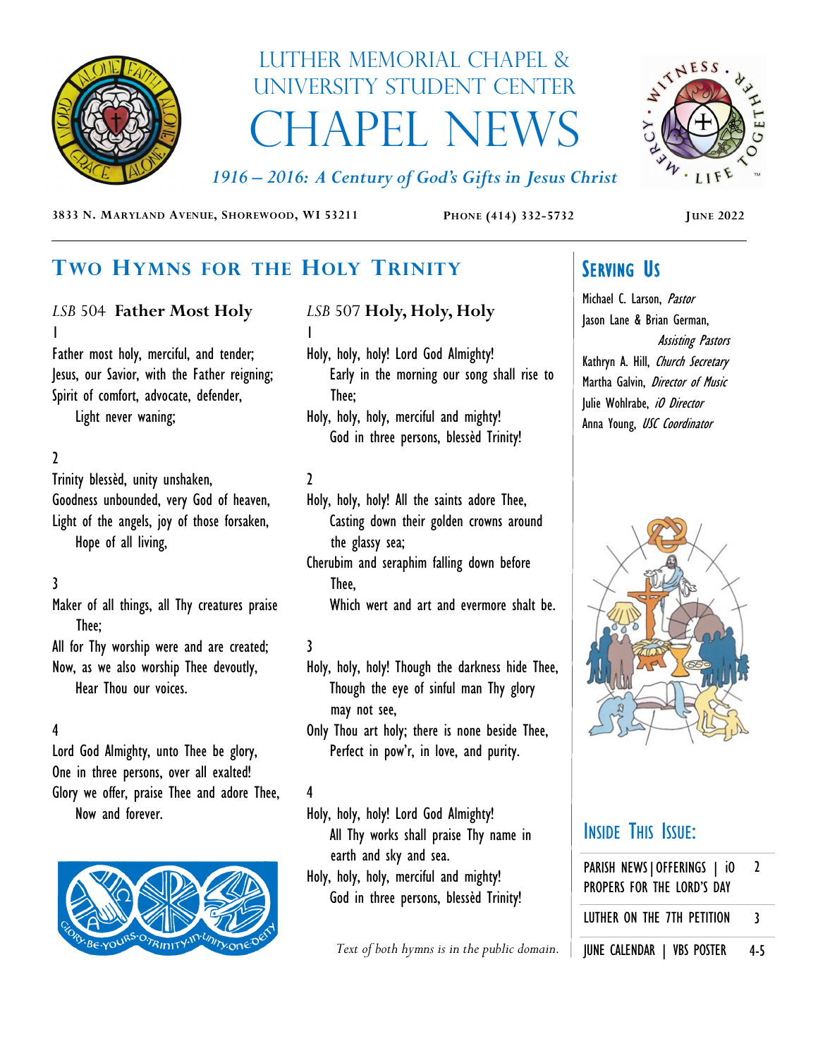# Luther Memorial Chapel & University Student Center

# Chapel News

*1916 – 2016: A Century of God's Gifts in Jesus Christ*

**3833 N. Maryland Avenue, Shorewood, WI 53211** **Phone (414) 332-5732** **June 2022**

## Two Hymns for the Holy Trinity

### *LSB* 504 Father Most Holy

1
Father most holy, merciful, and tender;
Jesus, our Savior, with the Father reigning;
Spirit of comfort, advocate, defender,
Light never waning;

2
Trinity blessèd, unity unshaken,
Goodness unbounded, very God of heaven,
Light of the angels, joy of those forsaken,
Hope of all living,

3
Maker of all things, all Thy creatures praise Thee;
All for Thy worship were and are created;
Now, as we also worship Thee devoutly,
Hear Thou our voices.

4
Lord God Almighty, unto Thee be glory,
One in three persons, over all exalted!
Glory we offer, praise Thee and adore Thee,
Now and forever.

### *LSB* 507 Holy, Holy, Holy

1
Holy, holy, holy! Lord God Almighty!
Early in the morning our song shall rise to Thee;
Holy, holy, holy, merciful and mighty!
God in three persons, blessèd Trinity!

2
Holy, holy, holy! All the saints adore Thee,
Casting down their golden crowns around the glassy sea;
Cherubim and seraphim falling down before Thee,
Which wert and art and evermore shalt be.

3
Holy, holy, holy! Though the darkness hide Thee,
Though the eye of sinful man Thy glory may not see,
Only Thou art holy; there is none beside Thee,
Perfect in pow'r, in love, and purity.

4
Holy, holy, holy! Lord God Almighty!
All Thy works shall praise Thy name in earth and sky and sea.
Holy, holy, holy, merciful and mighty!
God in three persons, blessèd Trinity!

*Text of both hymns is in the public domain.*

## Serving Us

Michael C. Larson, *Pastor*
Jason Lane & Brian German, *Assisting Pastors*
Kathryn A. Hill, *Church Secretary*
Martha Galvin, *Director of Music*
Julie Wohlrabe, *iO Director*
Anna Young, *USC Coordinator*

## Inside This Issue:

| | |
|---|---|
| PARISH NEWS \| OFFERINGS \| iO PROPERS FOR THE LORD'S DAY | 2 |
| LUTHER ON THE 7TH PETITION | 3 |
| JUNE CALENDAR \| VBS POSTER | 4-5 |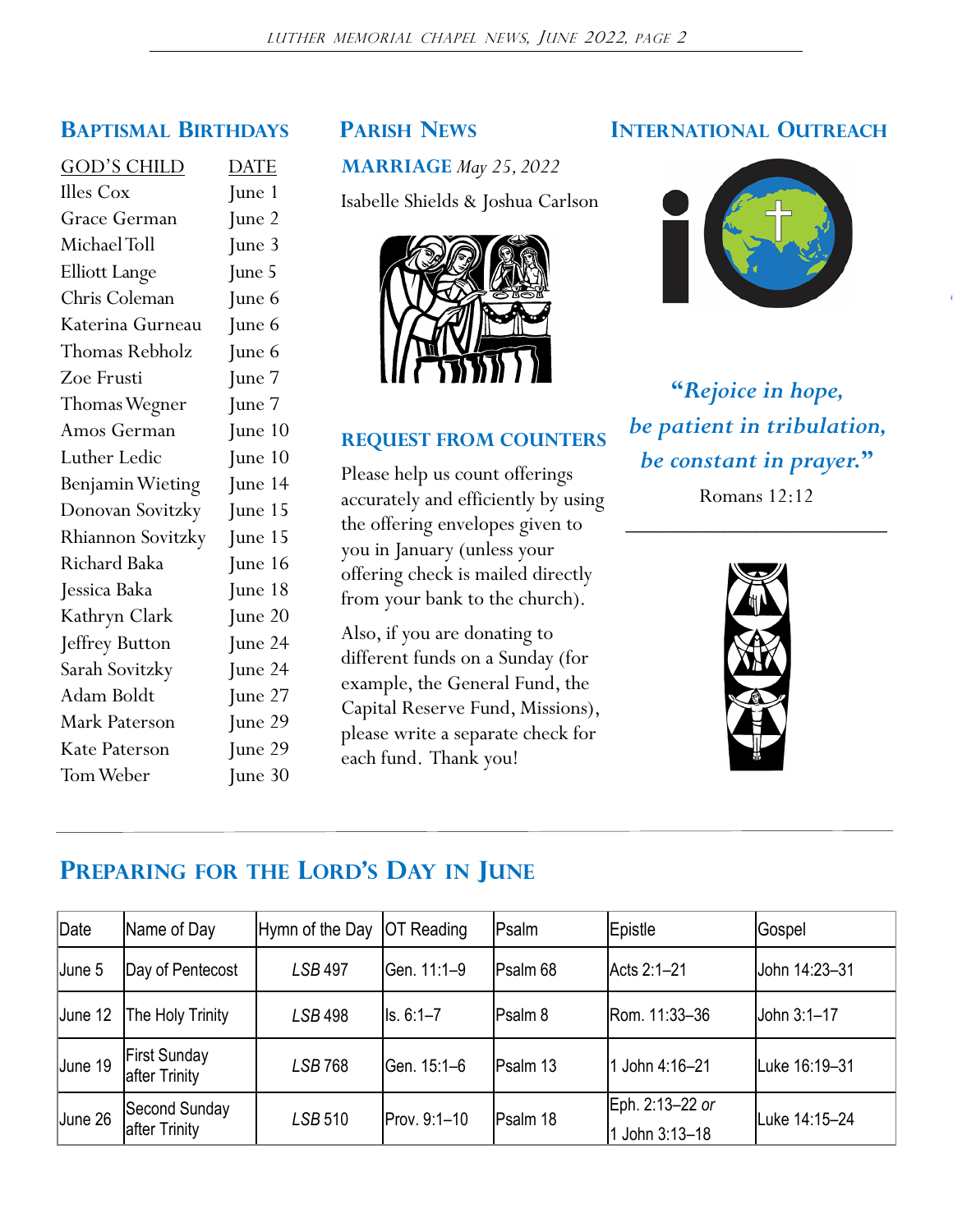## Baptismal Birthdays

| GOD'S CHILD | DATE |
|---|---|
| Illes Cox | June 1 |
| Grace German | June 2 |
| Michael Toll | June 3 |
| Elliott Lange | June 5 |
| Chris Coleman | June 6 |
| Katerina Gurneau | June 6 |
| Thomas Rebholz | June 6 |
| Zoe Frusti | June 7 |
| Thomas Wegner | June 7 |
| Amos German | June 10 |
| Luther Ledic | June 10 |
| Benjamin Wieting | June 14 |
| Donovan Sovitzky | June 15 |
| Rhiannon Sovitzky | June 15 |
| Richard Baka | June 16 |
| Jessica Baka | June 18 |
| Kathryn Clark | June 20 |
| Jeffrey Button | June 24 |
| Sarah Sovitzky | June 24 |
| Adam Boldt | June 27 |
| Mark Paterson | June 29 |
| Kate Paterson | June 29 |
| Tom Weber | June 30 |

## Parish News

**MARRIAGE** *May 25, 2022*

Isabelle Shields & Joshua Carlson

### REQUEST FROM COUNTERS

Please help us count offerings accurately and efficiently by using the offering envelopes given to you in January (unless your offering check is mailed directly from your bank to the church).

Also, if you are donating to different funds on a Sunday (for example, the General Fund, the Capital Reserve Fund, Missions), please write a separate check for each fund. Thank you!

## International Outreach

***"Rejoice in hope,***
***be patient in tribulation,***
***be constant in prayer."***

Romans 12:12

## Preparing for the Lord's Day in June

| Date | Name of Day | Hymn of the Day | OT Reading | Psalm | Epistle | Gospel |
|---|---|---|---|---|---|---|
| June 5 | Day of Pentecost | *LSB* 497 | Gen. 11:1–9 | Psalm 68 | Acts 2:1–21 | John 14:23–31 |
| June 12 | The Holy Trinity | *LSB* 498 | Is. 6:1–7 | Psalm 8 | Rom. 11:33–36 | John 3:1–17 |
| June 19 | First Sunday after Trinity | *LSB* 768 | Gen. 15:1–6 | Psalm 13 | 1 John 4:16–21 | Luke 16:19–31 |
| June 26 | Second Sunday after Trinity | *LSB* 510 | Prov. 9:1–10 | Psalm 18 | Eph. 2:13–22 *or* 1 John 3:13–18 | Luke 14:15–24 |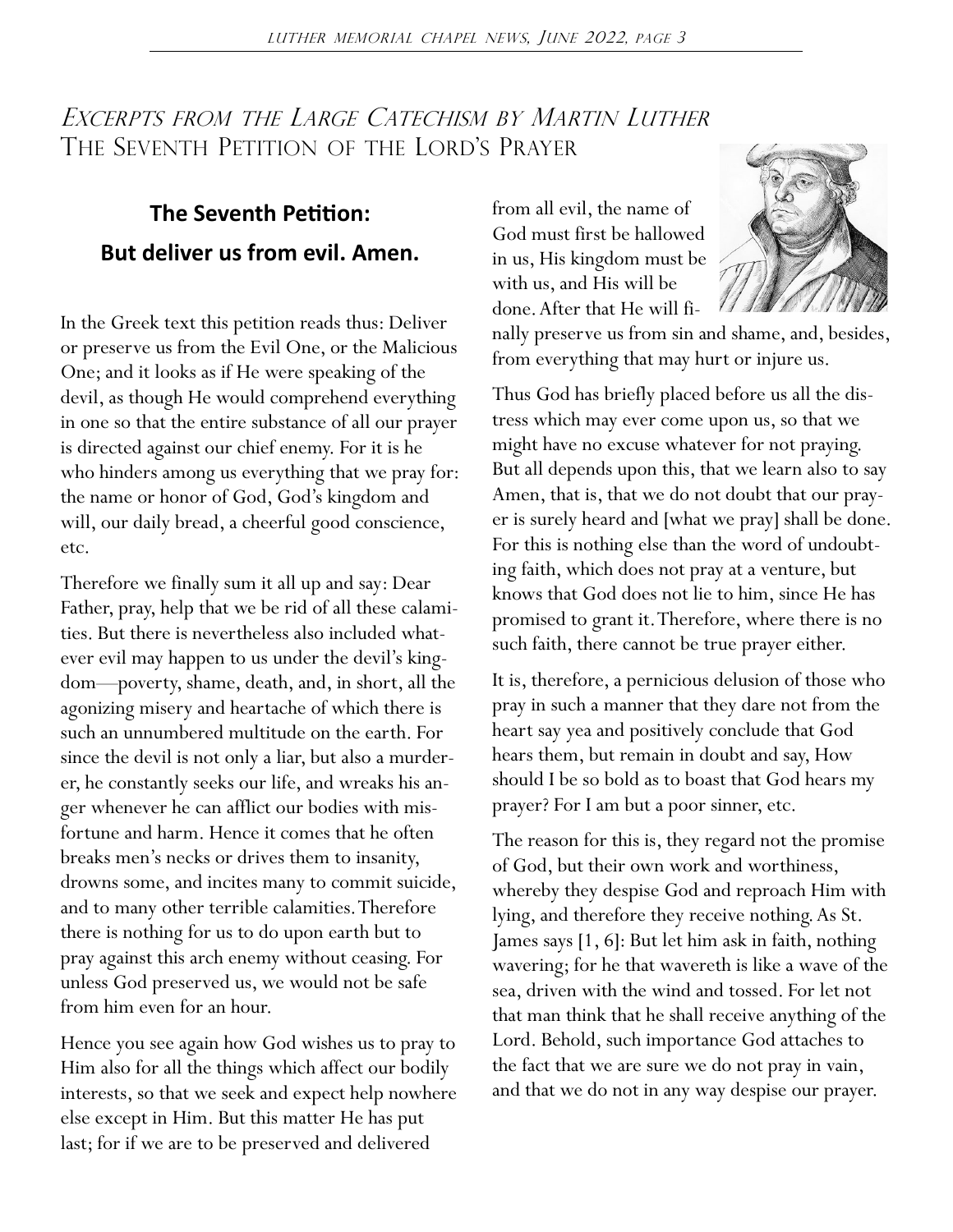# *Excerpts from the Large Catechism by Martin Luther*

## The Seventh Petition of the Lord's Prayer

### The Seventh Petition: But deliver us from evil. Amen.

In the Greek text this petition reads thus: Deliver or preserve us from the Evil One, or the Malicious One; and it looks as if He were speaking of the devil, as though He would comprehend everything in one so that the entire substance of all our prayer is directed against our chief enemy. For it is he who hinders among us everything that we pray for: the name or honor of God, God's kingdom and will, our daily bread, a cheerful good conscience, etc.

Therefore we finally sum it all up and say: Dear Father, pray, help that we be rid of all these calamities. But there is nevertheless also included whatever evil may happen to us under the devil's kingdom—poverty, shame, death, and, in short, all the agonizing misery and heartache of which there is such an unnumbered multitude on the earth. For since the devil is not only a liar, but also a murderer, he constantly seeks our life, and wreaks his anger whenever he can afflict our bodies with misfortune and harm. Hence it comes that he often breaks men's necks or drives them to insanity, drowns some, and incites many to commit suicide, and to many other terrible calamities. Therefore there is nothing for us to do upon earth but to pray against this arch enemy without ceasing. For unless God preserved us, we would not be safe from him even for an hour.

Hence you see again how God wishes us to pray to Him also for all the things which affect our bodily interests, so that we seek and expect help nowhere else except in Him. But this matter He has put last; for if we are to be preserved and delivered from all evil, the name of God must first be hallowed in us, His kingdom must be with us, and His will be done. After that He will finally preserve us from sin and shame, and, besides, from everything that may hurt or injure us.

Thus God has briefly placed before us all the distress which may ever come upon us, so that we might have no excuse whatever for not praying. But all depends upon this, that we learn also to say Amen, that is, that we do not doubt that our prayer is surely heard and [what we pray] shall be done. For this is nothing else than the word of undoubting faith, which does not pray at a venture, but knows that God does not lie to him, since He has promised to grant it. Therefore, where there is no such faith, there cannot be true prayer either.

It is, therefore, a pernicious delusion of those who pray in such a manner that they dare not from the heart say yea and positively conclude that God hears them, but remain in doubt and say, How should I be so bold as to boast that God hears my prayer? For I am but a poor sinner, etc.

The reason for this is, they regard not the promise of God, but their own work and worthiness, whereby they despise God and reproach Him with lying, and therefore they receive nothing. As St. James says [1, 6]: But let him ask in faith, nothing wavering; for he that wavereth is like a wave of the sea, driven with the wind and tossed. For let not that man think that he shall receive anything of the Lord. Behold, such importance God attaches to the fact that we are sure we do not pray in vain, and that we do not in any way despise our prayer.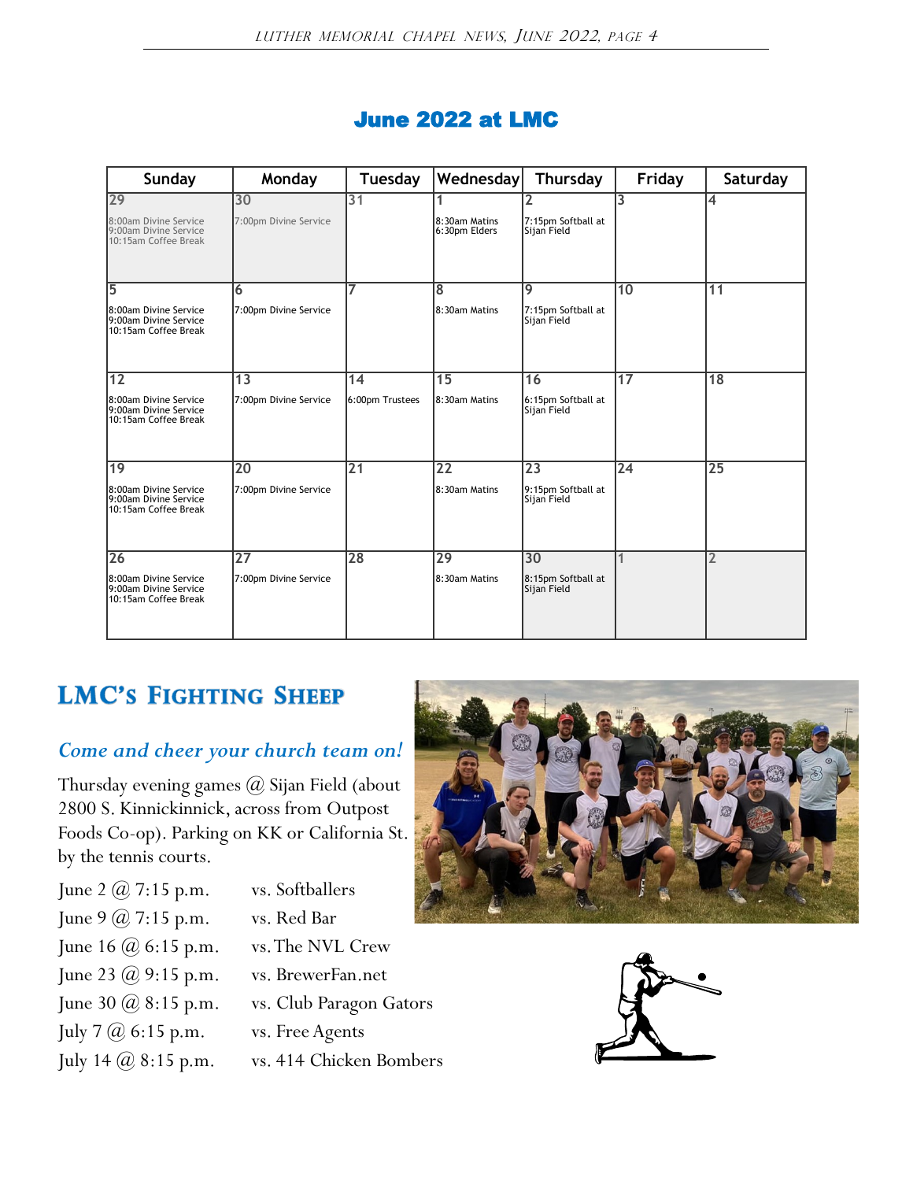## June 2022 at LMC

| Sunday | Monday | Tuesday | Wednesday | Thursday | Friday | Saturday |
|---|---|---|---|---|---|---|
| 29<br>8:00am Divine Service<br>9:00am Divine Service<br>10:15am Coffee Break | 30<br>7:00pm Divine Service | 31 | 1<br>8:30am Matins<br>6:30pm Elders | 2<br>7:15pm Softball at Sijan Field | 3 | 4 |
| 5<br>8:00am Divine Service<br>9:00am Divine Service<br>10:15am Coffee Break | 6<br>7:00pm Divine Service | 7 | 8<br>8:30am Matins | 9<br>7:15pm Softball at Sijan Field | 10 | 11 |
| 12<br>8:00am Divine Service<br>9:00am Divine Service<br>10:15am Coffee Break | 13<br>7:00pm Divine Service | 14<br>6:00pm Trustees | 15<br>8:30am Matins | 16<br>6:15pm Softball at Sijan Field | 17 | 18 |
| 19<br>8:00am Divine Service<br>9:00am Divine Service<br>10:15am Coffee Break | 20<br>7:00pm Divine Service | 21 | 22<br>8:30am Matins | 23<br>9:15pm Softball at Sijan Field | 24 | 25 |
| 26<br>8:00am Divine Service<br>9:00am Divine Service<br>10:15am Coffee Break | 27<br>7:00pm Divine Service | 28 | 29<br>8:30am Matins | 30<br>8:15pm Softball at Sijan Field | 1 | 2 |

## LMC's Fighting Sheep

*Come and cheer your church team on!*

Thursday evening games @ Sijan Field (about 2800 S. Kinnickinnick, across from Outpost Foods Co-op). Parking on KK or California St. by the tennis courts.

| | |
|---|---|
| June 2 @ 7:15 p.m. | vs. Softballers |
| June 9 @ 7:15 p.m. | vs. Red Bar |
| June 16 @ 6:15 p.m. | vs. The NVL Crew |
| June 23 @ 9:15 p.m. | vs. BrewerFan.net |
| June 30 @ 8:15 p.m. | vs. Club Paragon Gators |
| July 7 @ 6:15 p.m. | vs. Free Agents |
| July 14 @ 8:15 p.m. | vs. 414 Chicken Bombers |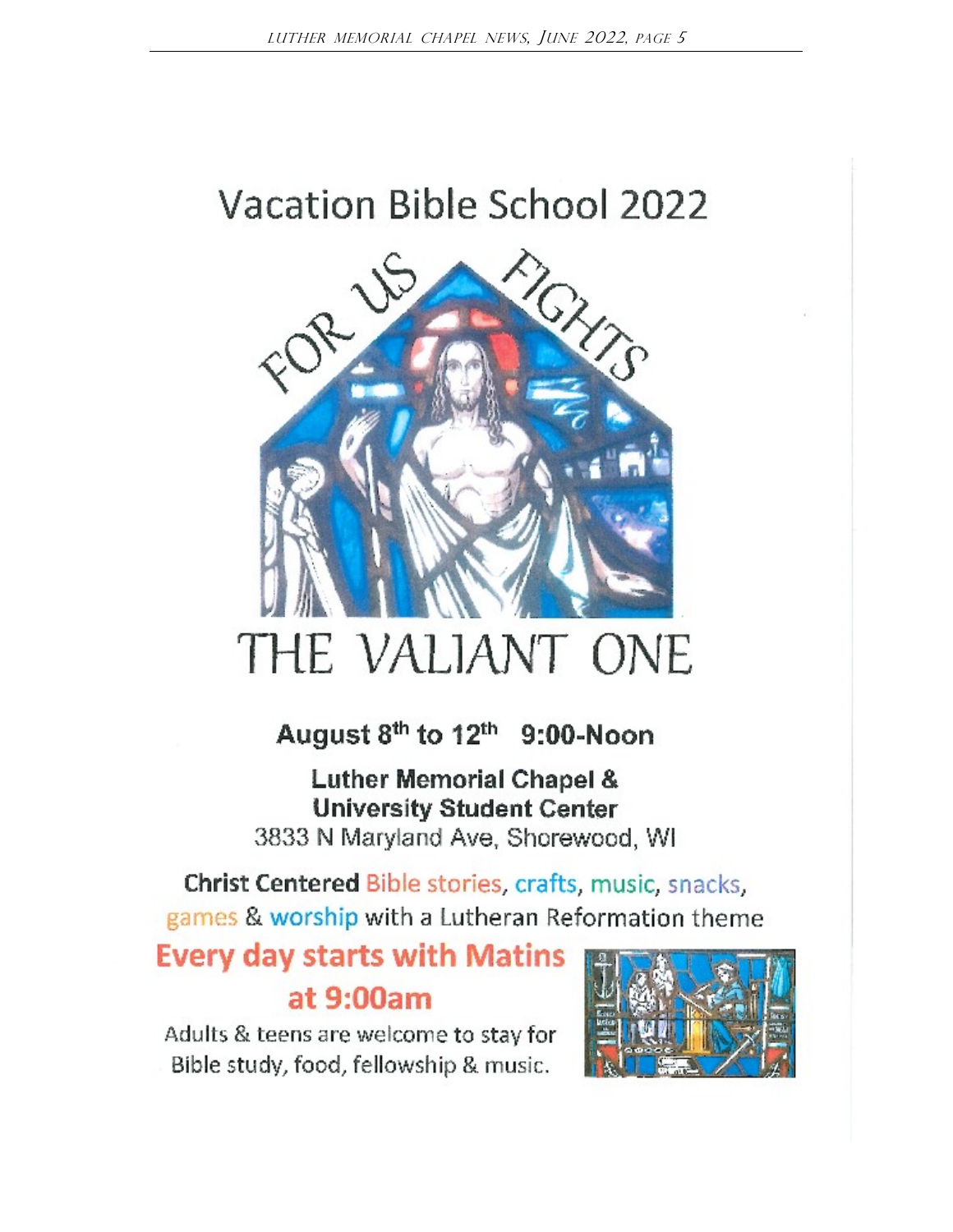# Vacation Bible School 2022

FOR US FIGHTS

THE VALIANT ONE

**August 8th to 12th 9:00-Noon**

**Luther Memorial Chapel &**
**University Student Center**
3833 N Maryland Ave, Shorewood, WI

**Christ Centered** Bible stories, crafts, music, snacks, games & worship with a Lutheran Reformation theme

## Every day starts with Matins at 9:00am

Adults & teens are welcome to stay for Bible study, food, fellowship & music.